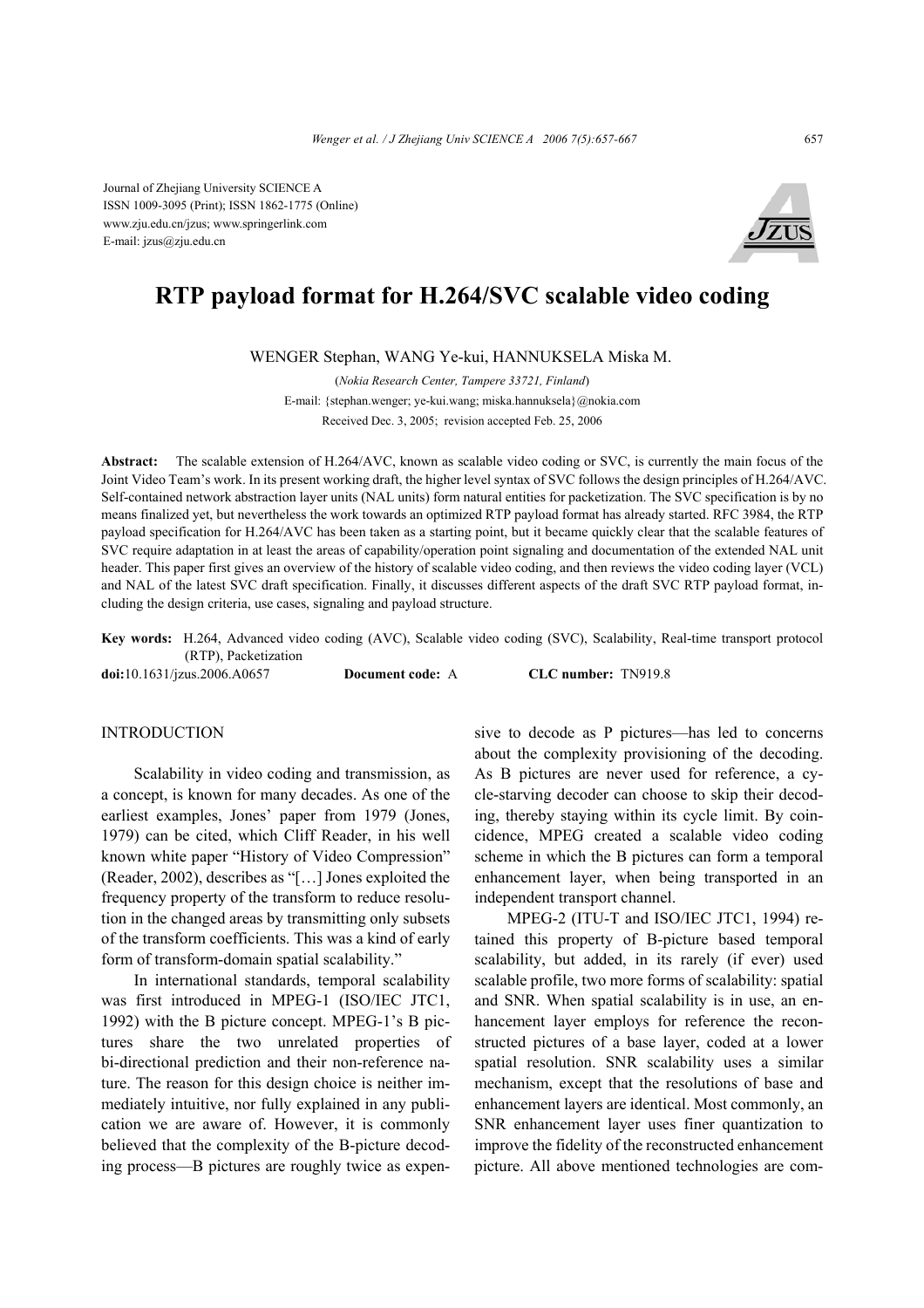Journal of Zhejiang University SCIENCE A
ISSN 1009-3095 (Print); ISSN 1862-1775 (Online)
www.zju.edu.cn/jzus; www.springerlink.com
E-mail: jzus@zju.edu.cn

# RTP payload format for H.264/SVC scalable video coding

WENGER Stephan, WANG Ye-kui, HANNUKSELA Miska M.

(*Nokia Research Center, Tampere 33721, Finland*)

E-mail: {stephan.wenger; ye-kui.wang; miska.hannuksela}@nokia.com

Received Dec. 3, 2005; revision accepted Feb. 25, 2006

**Abstract:** The scalable extension of H.264/AVC, known as scalable video coding or SVC, is currently the main focus of the Joint Video Team's work. In its present working draft, the higher level syntax of SVC follows the design principles of H.264/AVC. Self-contained network abstraction layer units (NAL units) form natural entities for packetization. The SVC specification is by no means finalized yet, but nevertheless the work towards an optimized RTP payload format has already started. RFC 3984, the RTP payload specification for H.264/AVC has been taken as a starting point, but it became quickly clear that the scalable features of SVC require adaptation in at least the areas of capability/operation point signaling and documentation of the extended NAL unit header. This paper first gives an overview of the history of scalable video coding, and then reviews the video coding layer (VCL) and NAL of the latest SVC draft specification. Finally, it discusses different aspects of the draft SVC RTP payload format, including the design criteria, use cases, signaling and payload structure.

**Key words:** H.264, Advanced video coding (AVC), Scalable video coding (SVC), Scalability, Real-time transport protocol (RTP), Packetization

**doi:**10.1631/jzus.2006.A0657 **Document code:** A **CLC number:** TN919.8

## INTRODUCTION

Scalability in video coding and transmission, as a concept, is known for many decades. As one of the earliest examples, Jones' paper from 1979 (Jones, 1979) can be cited, which Cliff Reader, in his well known white paper "History of Video Compression" (Reader, 2002), describes as "[…] Jones exploited the frequency property of the transform to reduce resolution in the changed areas by transmitting only subsets of the transform coefficients. This was a kind of early form of transform-domain spatial scalability."

In international standards, temporal scalability was first introduced in MPEG-1 (ISO/IEC JTC1, 1992) with the B picture concept. MPEG-1's B pictures share the two unrelated properties of bi-directional prediction and their non-reference nature. The reason for this design choice is neither immediately intuitive, nor fully explained in any publication we are aware of. However, it is commonly believed that the complexity of the B-picture decoding process—B pictures are roughly twice as expensive to decode as P pictures—has led to concerns about the complexity provisioning of the decoding. As B pictures are never used for reference, a cycle-starving decoder can choose to skip their decoding, thereby staying within its cycle limit. By coincidence, MPEG created a scalable video coding scheme in which the B pictures can form a temporal enhancement layer, when being transported in an independent transport channel.

MPEG-2 (ITU-T and ISO/IEC JTC1, 1994) retained this property of B-picture based temporal scalability, but added, in its rarely (if ever) used scalable profile, two more forms of scalability: spatial and SNR. When spatial scalability is in use, an enhancement layer employs for reference the reconstructed pictures of a base layer, coded at a lower spatial resolution. SNR scalability uses a similar mechanism, except that the resolutions of base and enhancement layers are identical. Most commonly, an SNR enhancement layer uses finer quantization to improve the fidelity of the reconstructed enhancement picture. All above mentioned technologies are com-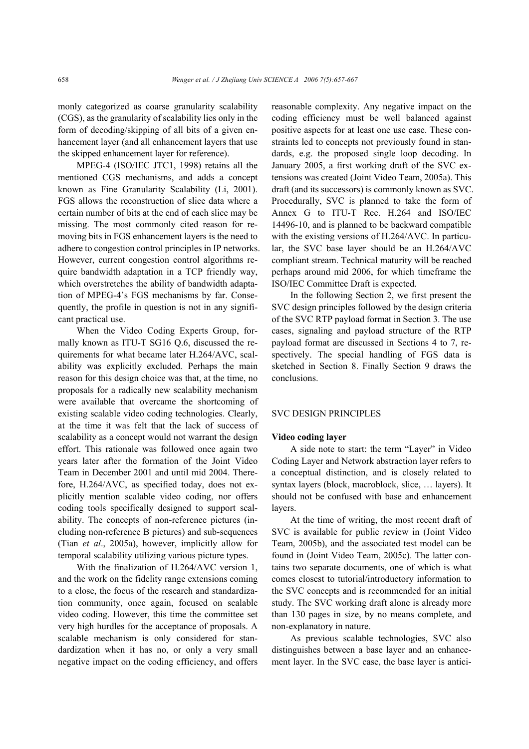monly categorized as coarse granularity scalability (CGS), as the granularity of scalability lies only in the form of decoding/skipping of all bits of a given enhancement layer (and all enhancement layers that use the skipped enhancement layer for reference).

MPEG-4 (ISO/IEC JTC1, 1998) retains all the mentioned CGS mechanisms, and adds a concept known as Fine Granularity Scalability (Li, 2001). FGS allows the reconstruction of slice data where a certain number of bits at the end of each slice may be missing. The most commonly cited reason for removing bits in FGS enhancement layers is the need to adhere to congestion control principles in IP networks. However, current congestion control algorithms require bandwidth adaptation in a TCP friendly way, which overstretches the ability of bandwidth adaptation of MPEG-4's FGS mechanisms by far. Consequently, the profile in question is not in any significant practical use.

When the Video Coding Experts Group, formally known as ITU-T SG16 Q.6, discussed the requirements for what became later H.264/AVC, scalability was explicitly excluded. Perhaps the main reason for this design choice was that, at the time, no proposals for a radically new scalability mechanism were available that overcame the shortcoming of existing scalable video coding technologies. Clearly, at the time it was felt that the lack of success of scalability as a concept would not warrant the design effort. This rationale was followed once again two years later after the formation of the Joint Video Team in December 2001 and until mid 2004. Therefore, H.264/AVC, as specified today, does not explicitly mention scalable video coding, nor offers coding tools specifically designed to support scalability. The concepts of non-reference pictures (including non-reference B pictures) and sub-sequences (Tian *et al*., 2005a), however, implicitly allow for temporal scalability utilizing various picture types.

With the finalization of H.264/AVC version 1, and the work on the fidelity range extensions coming to a close, the focus of the research and standardization community, once again, focused on scalable video coding. However, this time the committee set very high hurdles for the acceptance of proposals. A scalable mechanism is only considered for standardization when it has no, or only a very small negative impact on the coding efficiency, and offers reasonable complexity. Any negative impact on the coding efficiency must be well balanced against positive aspects for at least one use case. These constraints led to concepts not previously found in standards, e.g. the proposed single loop decoding. In January 2005, a first working draft of the SVC extensions was created (Joint Video Team, 2005a). This draft (and its successors) is commonly known as SVC. Procedurally, SVC is planned to take the form of Annex G to ITU-T Rec. H.264 and ISO/IEC 14496-10, and is planned to be backward compatible with the existing versions of H.264/AVC. In particular, the SVC base layer should be an H.264/AVC compliant stream. Technical maturity will be reached perhaps around mid 2006, for which timeframe the ISO/IEC Committee Draft is expected.

In the following Section 2, we first present the SVC design principles followed by the design criteria of the SVC RTP payload format in Section 3. The use cases, signaling and payload structure of the RTP payload format are discussed in Sections 4 to 7, respectively. The special handling of FGS data is sketched in Section 8. Finally Section 9 draws the conclusions.

## SVC DESIGN PRINCIPLES

### Video coding layer

A side note to start: the term "Layer" in Video Coding Layer and Network abstraction layer refers to a conceptual distinction, and is closely related to syntax layers (block, macroblock, slice, … layers). It should not be confused with base and enhancement layers.

At the time of writing, the most recent draft of SVC is available for public review in (Joint Video Team, 2005b), and the associated test model can be found in (Joint Video Team, 2005c). The latter contains two separate documents, one of which is what comes closest to tutorial/introductory information to the SVC concepts and is recommended for an initial study. The SVC working draft alone is already more than 130 pages in size, by no means complete, and non-explanatory in nature.

As previous scalable technologies, SVC also distinguishes between a base layer and an enhancement layer. In the SVC case, the base layer is antici-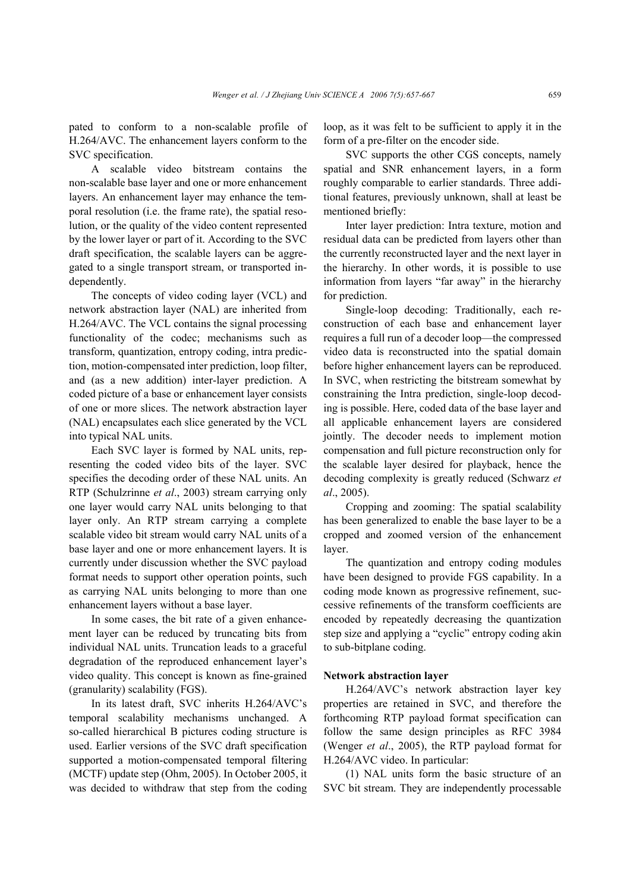pated to conform to a non-scalable profile of H.264/AVC. The enhancement layers conform to the SVC specification.

A scalable video bitstream contains the non-scalable base layer and one or more enhancement layers. An enhancement layer may enhance the temporal resolution (i.e. the frame rate), the spatial resolution, or the quality of the video content represented by the lower layer or part of it. According to the SVC draft specification, the scalable layers can be aggregated to a single transport stream, or transported independently.

The concepts of video coding layer (VCL) and network abstraction layer (NAL) are inherited from H.264/AVC. The VCL contains the signal processing functionality of the codec; mechanisms such as transform, quantization, entropy coding, intra prediction, motion-compensated inter prediction, loop filter, and (as a new addition) inter-layer prediction. A coded picture of a base or enhancement layer consists of one or more slices. The network abstraction layer (NAL) encapsulates each slice generated by the VCL into typical NAL units.

Each SVC layer is formed by NAL units, representing the coded video bits of the layer. SVC specifies the decoding order of these NAL units. An RTP (Schulzrinne *et al*., 2003) stream carrying only one layer would carry NAL units belonging to that layer only. An RTP stream carrying a complete scalable video bit stream would carry NAL units of a base layer and one or more enhancement layers. It is currently under discussion whether the SVC payload format needs to support other operation points, such as carrying NAL units belonging to more than one enhancement layers without a base layer.

In some cases, the bit rate of a given enhancement layer can be reduced by truncating bits from individual NAL units. Truncation leads to a graceful degradation of the reproduced enhancement layer's video quality. This concept is known as fine-grained (granularity) scalability (FGS).

In its latest draft, SVC inherits H.264/AVC's temporal scalability mechanisms unchanged. A so-called hierarchical B pictures coding structure is used. Earlier versions of the SVC draft specification supported a motion-compensated temporal filtering (MCTF) update step (Ohm, 2005). In October 2005, it was decided to withdraw that step from the coding loop, as it was felt to be sufficient to apply it in the form of a pre-filter on the encoder side.

SVC supports the other CGS concepts, namely spatial and SNR enhancement layers, in a form roughly comparable to earlier standards. Three additional features, previously unknown, shall at least be mentioned briefly:

Inter layer prediction: Intra texture, motion and residual data can be predicted from layers other than the currently reconstructed layer and the next layer in the hierarchy. In other words, it is possible to use information from layers "far away" in the hierarchy for prediction.

Single-loop decoding: Traditionally, each reconstruction of each base and enhancement layer requires a full run of a decoder loop—the compressed video data is reconstructed into the spatial domain before higher enhancement layers can be reproduced. In SVC, when restricting the bitstream somewhat by constraining the Intra prediction, single-loop decoding is possible. Here, coded data of the base layer and all applicable enhancement layers are considered jointly. The decoder needs to implement motion compensation and full picture reconstruction only for the scalable layer desired for playback, hence the decoding complexity is greatly reduced (Schwarz *et al*., 2005).

Cropping and zooming: The spatial scalability has been generalized to enable the base layer to be a cropped and zoomed version of the enhancement layer.

The quantization and entropy coding modules have been designed to provide FGS capability. In a coding mode known as progressive refinement, successive refinements of the transform coefficients are encoded by repeatedly decreasing the quantization step size and applying a "cyclic" entropy coding akin to sub-bitplane coding.

**Network abstraction layer**

H.264/AVC's network abstraction layer key properties are retained in SVC, and therefore the forthcoming RTP payload format specification can follow the same design principles as RFC 3984 (Wenger *et al*., 2005), the RTP payload format for H.264/AVC video. In particular:

(1) NAL units form the basic structure of an SVC bit stream. They are independently processable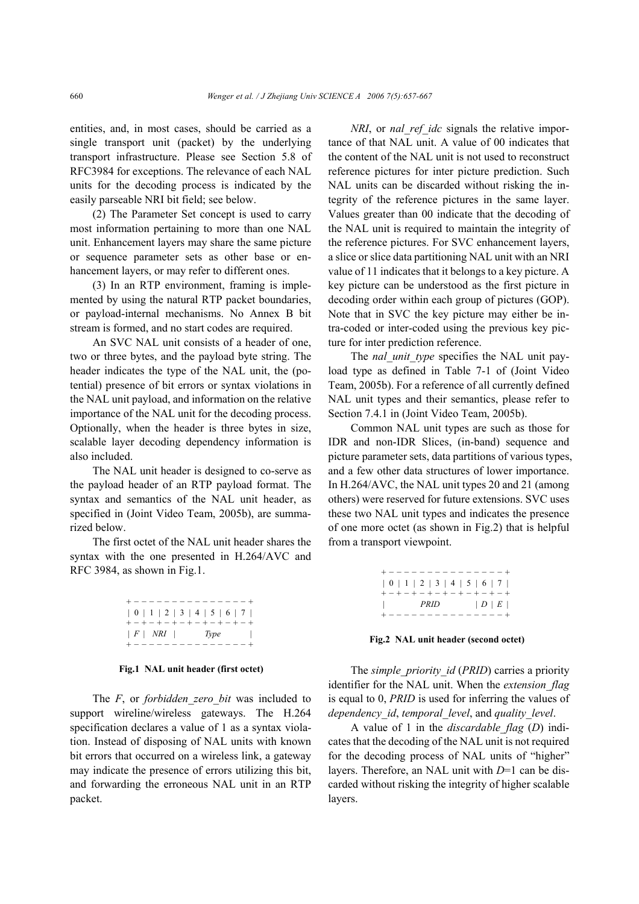entities, and, in most cases, should be carried as a single transport unit (packet) by the underlying transport infrastructure. Please see Section 5.8 of RFC3984 for exceptions. The relevance of each NAL units for the decoding process is indicated by the easily parseable NRI bit field; see below.

(2) The Parameter Set concept is used to carry most information pertaining to more than one NAL unit. Enhancement layers may share the same picture or sequence parameter sets as other base or enhancement layers, or may refer to different ones.

(3) In an RTP environment, framing is implemented by using the natural RTP packet boundaries, or payload-internal mechanisms. No Annex B bit stream is formed, and no start codes are required.

An SVC NAL unit consists of a header of one, two or three bytes, and the payload byte string. The header indicates the type of the NAL unit, the (potential) presence of bit errors or syntax violations in the NAL unit payload, and information on the relative importance of the NAL unit for the decoding process. Optionally, when the header is three bytes in size, scalable layer decoding dependency information is also included.

The NAL unit header is designed to co-serve as the payload header of an RTP payload format. The syntax and semantics of the NAL unit header, as specified in (Joint Video Team, 2005b), are summarized below.

The first octet of the NAL unit header shares the syntax with the one presented in H.264/AVC and RFC 3984, as shown in Fig.1.

```
+---------------+
|0|1|2|3|4|5|6|7|
+-+-+-+-+-+-+-+-+
|F|NRI|  Type   |
+---------------+
```

**Fig.1 NAL unit header (first octet)**

The *F*, or *forbidden_zero_bit* was included to support wireline/wireless gateways. The H.264 specification declares a value of 1 as a syntax violation. Instead of disposing of NAL units with known bit errors that occurred on a wireless link, a gateway may indicate the presence of errors utilizing this bit, and forwarding the erroneous NAL unit in an RTP packet.

*NRI*, or *nal_ref_idc* signals the relative importance of that NAL unit. A value of 00 indicates that the content of the NAL unit is not used to reconstruct reference pictures for inter picture prediction. Such NAL units can be discarded without risking the integrity of the reference pictures in the same layer. Values greater than 00 indicate that the decoding of the NAL unit is required to maintain the integrity of the reference pictures. For SVC enhancement layers, a slice or slice data partitioning NAL unit with an NRI value of 11 indicates that it belongs to a key picture. A key picture can be understood as the first picture in decoding order within each group of pictures (GOP). Note that in SVC the key picture may either be intra-coded or inter-coded using the previous key picture for inter prediction reference.

The *nal_unit_type* specifies the NAL unit payload type as defined in Table 7-1 of (Joint Video Team, 2005b). For a reference of all currently defined NAL unit types and their semantics, please refer to Section 7.4.1 in (Joint Video Team, 2005b).

Common NAL unit types are such as those for IDR and non-IDR Slices, (in-band) sequence and picture parameter sets, data partitions of various types, and a few other data structures of lower importance. In H.264/AVC, the NAL unit types 20 and 21 (among others) were reserved for future extensions. SVC uses these two NAL unit types and indicates the presence of one more octet (as shown in Fig.2) that is helpful from a transport viewpoint.

```
+---------------+
|0|1|2|3|4|5|6|7|
+-+-+-+-+-+-+-+-+
|    PRID   |D|E|
+---------------+
```

**Fig.2 NAL unit header (second octet)**

The *simple_priority_id* (*PRID*) carries a priority identifier for the NAL unit. When the *extension_flag* is equal to 0, *PRID* is used for inferring the values of *dependency_id*, *temporal_level*, and *quality_level*.

A value of 1 in the *discardable_flag* (*D*) indicates that the decoding of the NAL unit is not required for the decoding process of NAL units of "higher" layers. Therefore, an NAL unit with *D*=1 can be discarded without risking the integrity of higher scalable layers.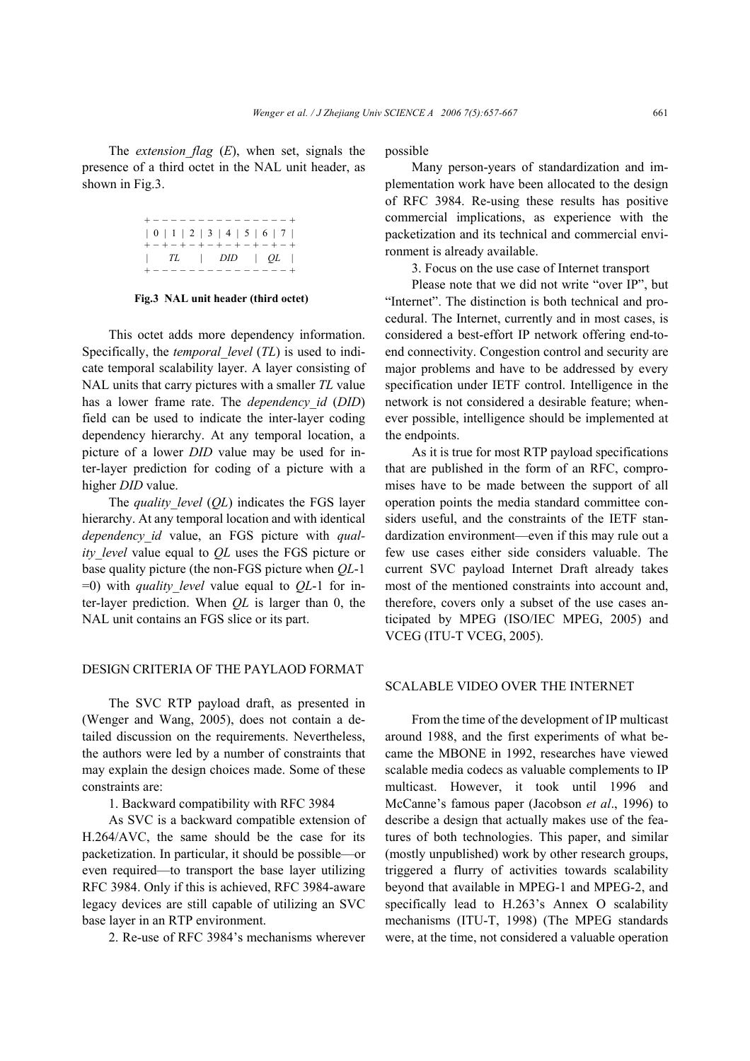The *extension_flag* (*E*), when set, signals the presence of a third octet in the NAL unit header, as shown in Fig.3.

```
+ - - - - - - - - - - - - - - - +
| 0 | 1 | 2 | 3 | 4 | 5 | 6 | 7 |
+ - + - + - + - + - + - + - + - +
|     TL    |   DID     |  QL   |
+ - - - - - - - - - - - - - - - +
```

**Fig.3 NAL unit header (third octet)**

This octet adds more dependency information. Specifically, the *temporal_level* (*TL*) is used to indicate temporal scalability layer. A layer consisting of NAL units that carry pictures with a smaller *TL* value has a lower frame rate. The *dependency_id* (*DID*) field can be used to indicate the inter-layer coding dependency hierarchy. At any temporal location, a picture of a lower *DID* value may be used for inter-layer prediction for coding of a picture with a higher *DID* value.

The *quality_level* (*QL*) indicates the FGS layer hierarchy. At any temporal location and with identical *dependency_id* value, an FGS picture with *quality_level* value equal to *QL* uses the FGS picture or base quality picture (the non-FGS picture when *QL*-1 =0) with *quality_level* value equal to *QL*-1 for inter-layer prediction. When *QL* is larger than 0, the NAL unit contains an FGS slice or its part.

## DESIGN CRITERIA OF THE PAYLAOD FORMAT

The SVC RTP payload draft, as presented in (Wenger and Wang, 2005), does not contain a detailed discussion on the requirements. Nevertheless, the authors were led by a number of constraints that may explain the design choices made. Some of these constraints are:

1. Backward compatibility with RFC 3984

As SVC is a backward compatible extension of H.264/AVC, the same should be the case for its packetization. In particular, it should be possible—or even required—to transport the base layer utilizing RFC 3984. Only if this is achieved, RFC 3984-aware legacy devices are still capable of utilizing an SVC base layer in an RTP environment.

2. Re-use of RFC 3984's mechanisms wherever possible

Many person-years of standardization and implementation work have been allocated to the design of RFC 3984. Re-using these results has positive commercial implications, as experience with the packetization and its technical and commercial environment is already available.

3. Focus on the use case of Internet transport

Please note that we did not write "over IP", but "Internet". The distinction is both technical and procedural. The Internet, currently and in most cases, is considered a best-effort IP network offering end-to-end connectivity. Congestion control and security are major problems and have to be addressed by every specification under IETF control. Intelligence in the network is not considered a desirable feature; whenever possible, intelligence should be implemented at the endpoints.

As it is true for most RTP payload specifications that are published in the form of an RFC, compromises have to be made between the support of all operation points the media standard committee considers useful, and the constraints of the IETF standardization environment—even if this may rule out a few use cases either side considers valuable. The current SVC payload Internet Draft already takes most of the mentioned constraints into account and, therefore, covers only a subset of the use cases anticipated by MPEG (ISO/IEC MPEG, 2005) and VCEG (ITU-T VCEG, 2005).

## SCALABLE VIDEO OVER THE INTERNET

From the time of the development of IP multicast around 1988, and the first experiments of what became the MBONE in 1992, researches have viewed scalable media codecs as valuable complements to IP multicast. However, it took until 1996 and McCanne's famous paper (Jacobson *et al*., 1996) to describe a design that actually makes use of the features of both technologies. This paper, and similar (mostly unpublished) work by other research groups, triggered a flurry of activities towards scalability beyond that available in MPEG-1 and MPEG-2, and specifically lead to H.263's Annex O scalability mechanisms (ITU-T, 1998) (The MPEG standards were, at the time, not considered a valuable operation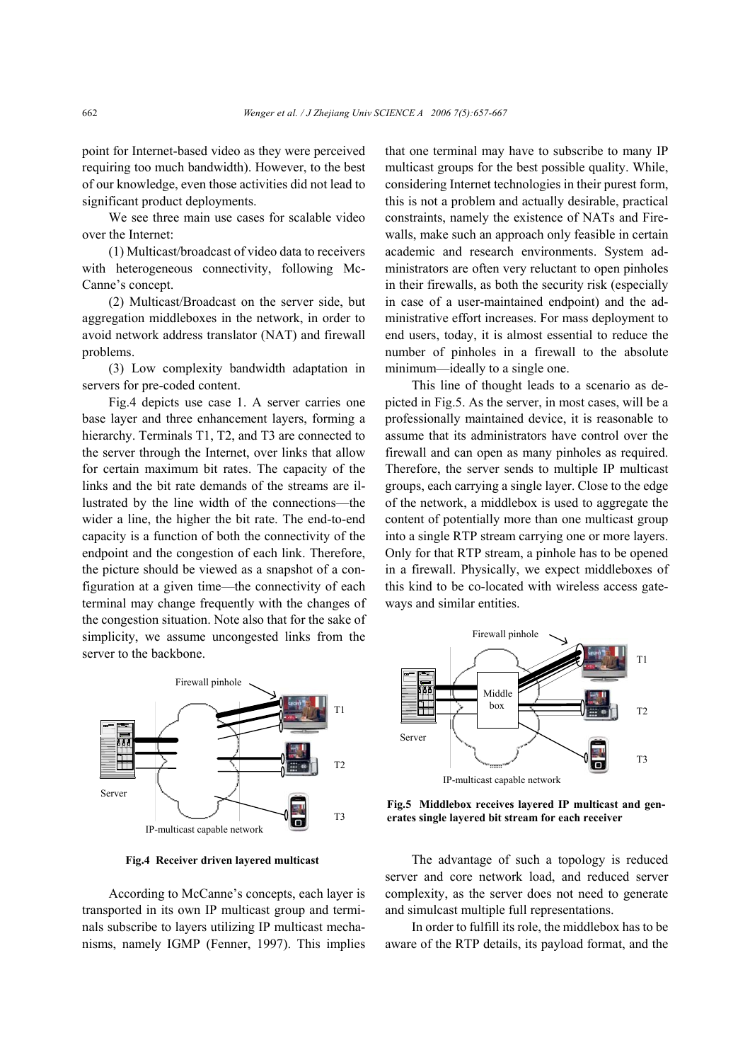point for Internet-based video as they were perceived requiring too much bandwidth). However, to the best of our knowledge, even those activities did not lead to significant product deployments.

We see three main use cases for scalable video over the Internet:

(1) Multicast/broadcast of video data to receivers with heterogeneous connectivity, following McCanne's concept.

(2) Multicast/Broadcast on the server side, but aggregation middleboxes in the network, in order to avoid network address translator (NAT) and firewall problems.

(3) Low complexity bandwidth adaptation in servers for pre-coded content.

Fig.4 depicts use case 1. A server carries one base layer and three enhancement layers, forming a hierarchy. Terminals T1, T2, and T3 are connected to the server through the Internet, over links that allow for certain maximum bit rates. The capacity of the links and the bit rate demands of the streams are illustrated by the line width of the connections—the wider a line, the higher the bit rate. The end-to-end capacity is a function of both the connectivity of the endpoint and the congestion of each link. Therefore, the picture should be viewed as a snapshot of a configuration at a given time—the connectivity of each terminal may change frequently with the changes of the congestion situation. Note also that for the sake of simplicity, we assume uncongested links from the server to the backbone.

Fig.4 Receiver driven layered multicast

According to McCanne's concepts, each layer is transported in its own IP multicast group and terminals subscribe to layers utilizing IP multicast mechanisms, namely IGMP (Fenner, 1997). This implies that one terminal may have to subscribe to many IP multicast groups for the best possible quality. While, considering Internet technologies in their purest form, this is not a problem and actually desirable, practical constraints, namely the existence of NATs and Firewalls, make such an approach only feasible in certain academic and research environments. System administrators are often very reluctant to open pinholes in their firewalls, as both the security risk (especially in case of a user-maintained endpoint) and the administrative effort increases. For mass deployment to end users, today, it is almost essential to reduce the number of pinholes in a firewall to the absolute minimum—ideally to a single one.

This line of thought leads to a scenario as depicted in Fig.5. As the server, in most cases, will be a professionally maintained device, it is reasonable to assume that its administrators have control over the firewall and can open as many pinholes as required. Therefore, the server sends to multiple IP multicast groups, each carrying a single layer. Close to the edge of the network, a middlebox is used to aggregate the content of potentially more than one multicast group into a single RTP stream carrying one or more layers. Only for that RTP stream, a pinhole has to be opened in a firewall. Physically, we expect middleboxes of this kind to be co-located with wireless access gateways and similar entities.

Fig.5 Middlebox receives layered IP multicast and generates single layered bit stream for each receiver

The advantage of such a topology is reduced server and core network load, and reduced server complexity, as the server does not need to generate and simulcast multiple full representations.

In order to fulfill its role, the middlebox has to be aware of the RTP details, its payload format, and the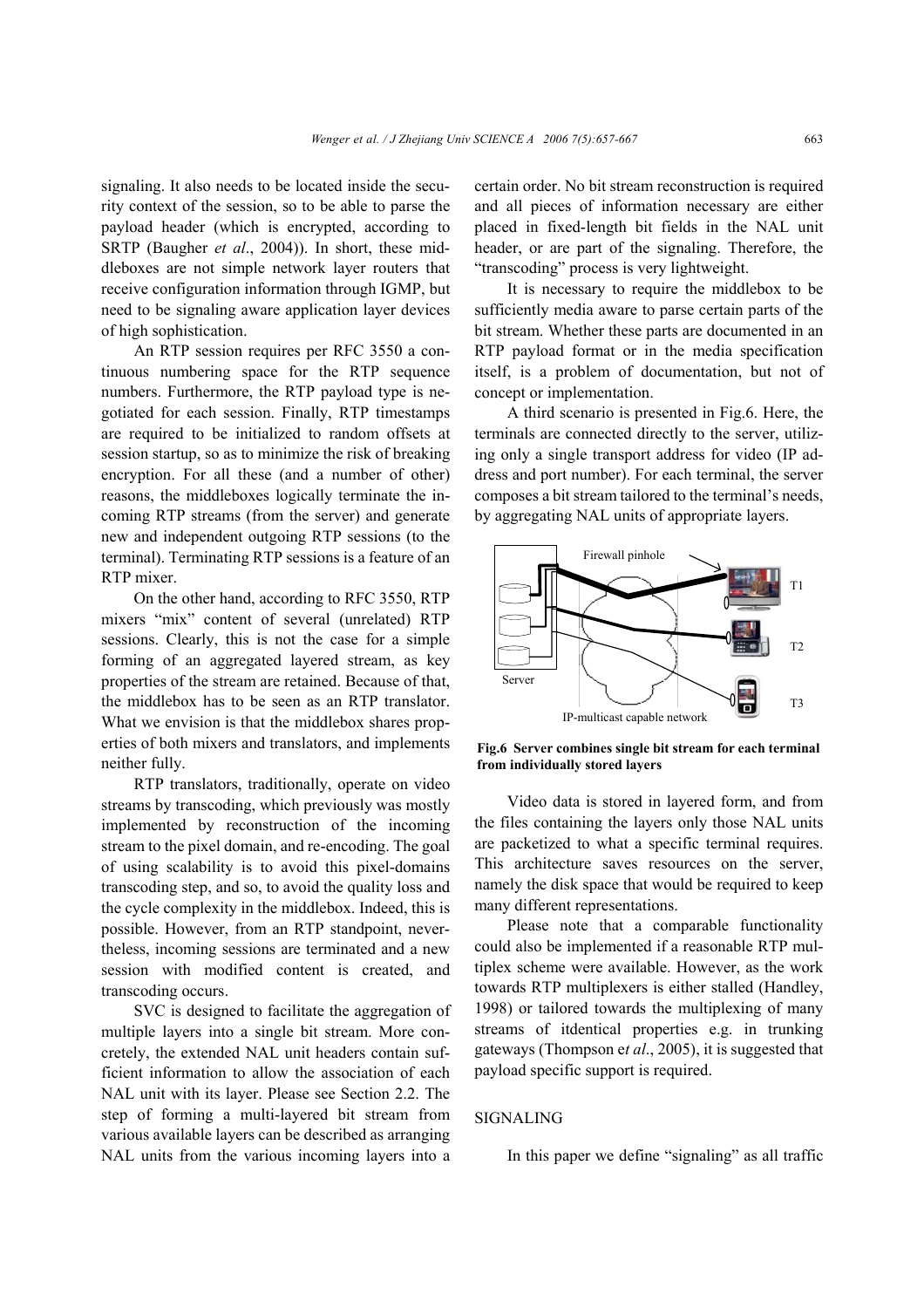signaling. It also needs to be located inside the security context of the session, so to be able to parse the payload header (which is encrypted, according to SRTP (Baugher *et al*., 2004)). In short, these middleboxes are not simple network layer routers that receive configuration information through IGMP, but need to be signaling aware application layer devices of high sophistication.

An RTP session requires per RFC 3550 a continuous numbering space for the RTP sequence numbers. Furthermore, the RTP payload type is negotiated for each session. Finally, RTP timestamps are required to be initialized to random offsets at session startup, so as to minimize the risk of breaking encryption. For all these (and a number of other) reasons, the middleboxes logically terminate the incoming RTP streams (from the server) and generate new and independent outgoing RTP sessions (to the terminal). Terminating RTP sessions is a feature of an RTP mixer.

On the other hand, according to RFC 3550, RTP mixers "mix" content of several (unrelated) RTP sessions. Clearly, this is not the case for a simple forming of an aggregated layered stream, as key properties of the stream are retained. Because of that, the middlebox has to be seen as an RTP translator. What we envision is that the middlebox shares properties of both mixers and translators, and implements neither fully.

RTP translators, traditionally, operate on video streams by transcoding, which previously was mostly implemented by reconstruction of the incoming stream to the pixel domain, and re-encoding. The goal of using scalability is to avoid this pixel-domains transcoding step, and so, to avoid the quality loss and the cycle complexity in the middlebox. Indeed, this is possible. However, from an RTP standpoint, nevertheless, incoming sessions are terminated and a new session with modified content is created, and transcoding occurs.

SVC is designed to facilitate the aggregation of multiple layers into a single bit stream. More concretely, the extended NAL unit headers contain sufficient information to allow the association of each NAL unit with its layer. Please see Section 2.2. The step of forming a multi-layered bit stream from various available layers can be described as arranging NAL units from the various incoming layers into a certain order. No bit stream reconstruction is required and all pieces of information necessary are either placed in fixed-length bit fields in the NAL unit header, or are part of the signaling. Therefore, the "transcoding" process is very lightweight.

It is necessary to require the middlebox to be sufficiently media aware to parse certain parts of the bit stream. Whether these parts are documented in an RTP payload format or in the media specification itself, is a problem of documentation, but not of concept or implementation.

A third scenario is presented in Fig.6. Here, the terminals are connected directly to the server, utilizing only a single transport address for video (IP address and port number). For each terminal, the server composes a bit stream tailored to the terminal's needs, by aggregating NAL units of appropriate layers.

Firewall pinhole

T1

T2

T3

Server

IP-multicast capable network

**Fig.6 Server combines single bit stream for each terminal from individually stored layers**

Video data is stored in layered form, and from the files containing the layers only those NAL units are packetized to what a specific terminal requires. This architecture saves resources on the server, namely the disk space that would be required to keep many different representations.

Please note that a comparable functionality could also be implemented if a reasonable RTP multiplex scheme were available. However, as the work towards RTP multiplexers is either stalled (Handley, 1998) or tailored towards the multiplexing of many streams of itdentical properties e.g. in trunking gateways (Thompson e*t al*., 2005), it is suggested that payload specific support is required.

## SIGNALING

In this paper we define "signaling" as all traffic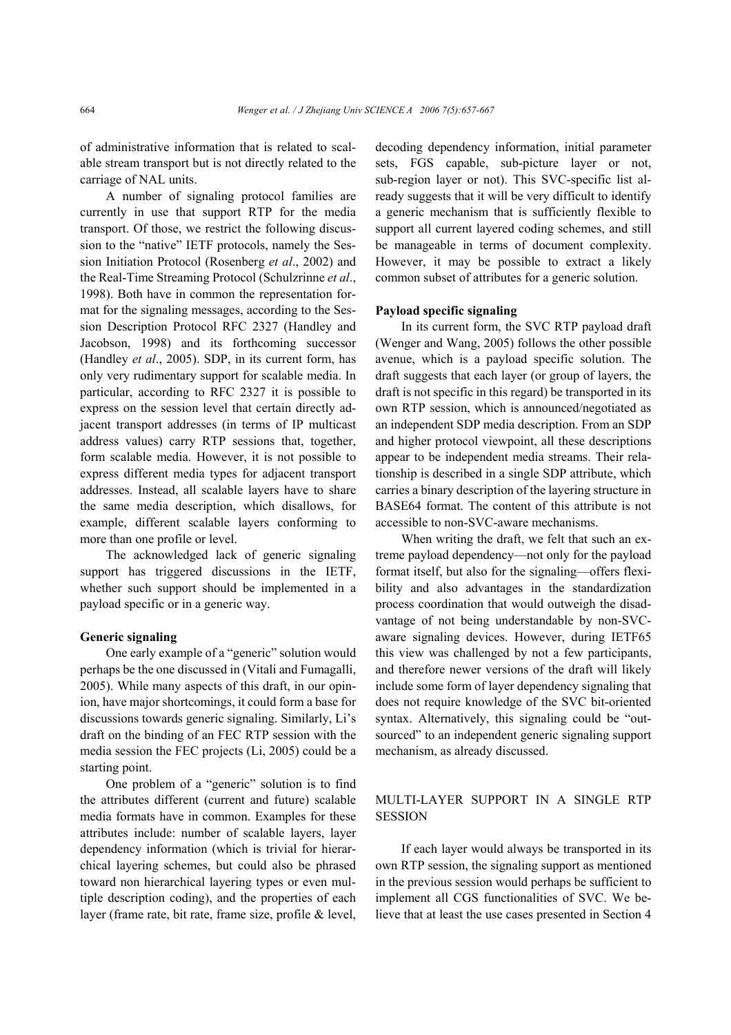of administrative information that is related to scalable stream transport but is not directly related to the carriage of NAL units.

A number of signaling protocol families are currently in use that support RTP for the media transport. Of those, we restrict the following discussion to the "native" IETF protocols, namely the Session Initiation Protocol (Rosenberg *et al*., 2002) and the Real-Time Streaming Protocol (Schulzrinne *et al*., 1998). Both have in common the representation format for the signaling messages, according to the Session Description Protocol RFC 2327 (Handley and Jacobson, 1998) and its forthcoming successor (Handley *et al*., 2005). SDP, in its current form, has only very rudimentary support for scalable media. In particular, according to RFC 2327 it is possible to express on the session level that certain directly adjacent transport addresses (in terms of IP multicast address values) carry RTP sessions that, together, form scalable media. However, it is not possible to express different media types for adjacent transport addresses. Instead, all scalable layers have to share the same media description, which disallows, for example, different scalable layers conforming to more than one profile or level.

The acknowledged lack of generic signaling support has triggered discussions in the IETF, whether such support should be implemented in a payload specific or in a generic way.

**Generic signaling**

One early example of a "generic" solution would perhaps be the one discussed in (Vitali and Fumagalli, 2005). While many aspects of this draft, in our opinion, have major shortcomings, it could form a base for discussions towards generic signaling. Similarly, Li's draft on the binding of an FEC RTP session with the media session the FEC projects (Li, 2005) could be a starting point.

One problem of a "generic" solution is to find the attributes different (current and future) scalable media formats have in common. Examples for these attributes include: number of scalable layers, layer dependency information (which is trivial for hierarchical layering schemes, but could also be phrased toward non hierarchical layering types or even multiple description coding), and the properties of each layer (frame rate, bit rate, frame size, profile & level, decoding dependency information, initial parameter sets, FGS capable, sub-picture layer or not, sub-region layer or not). This SVC-specific list already suggests that it will be very difficult to identify a generic mechanism that is sufficiently flexible to support all current layered coding schemes, and still be manageable in terms of document complexity. However, it may be possible to extract a likely common subset of attributes for a generic solution.

**Payload specific signaling**

In its current form, the SVC RTP payload draft (Wenger and Wang, 2005) follows the other possible avenue, which is a payload specific solution. The draft suggests that each layer (or group of layers, the draft is not specific in this regard) be transported in its own RTP session, which is announced/negotiated as an independent SDP media description. From an SDP and higher protocol viewpoint, all these descriptions appear to be independent media streams. Their relationship is described in a single SDP attribute, which carries a binary description of the layering structure in BASE64 format. The content of this attribute is not accessible to non-SVC-aware mechanisms.

When writing the draft, we felt that such an extreme payload dependency—not only for the payload format itself, but also for the signaling—offers flexibility and also advantages in the standardization process coordination that would outweigh the disadvantage of not being understandable by non-SVC-aware signaling devices. However, during IETF65 this view was challenged by not a few participants, and therefore newer versions of the draft will likely include some form of layer dependency signaling that does not require knowledge of the SVC bit-oriented syntax. Alternatively, this signaling could be "outsourced" to an independent generic signaling support mechanism, as already discussed.

## MULTI-LAYER SUPPORT IN A SINGLE RTP SESSION

If each layer would always be transported in its own RTP session, the signaling support as mentioned in the previous session would perhaps be sufficient to implement all CGS functionalities of SVC. We believe that at least the use cases presented in Section 4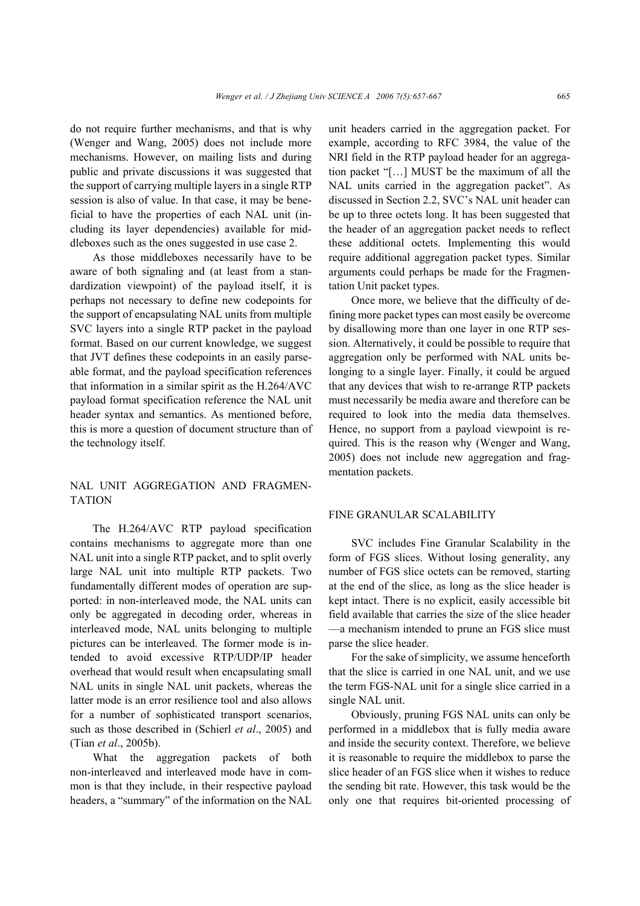do not require further mechanisms, and that is why (Wenger and Wang, 2005) does not include more mechanisms. However, on mailing lists and during public and private discussions it was suggested that the support of carrying multiple layers in a single RTP session is also of value. In that case, it may be beneficial to have the properties of each NAL unit (including its layer dependencies) available for middleboxes such as the ones suggested in use case 2.

As those middleboxes necessarily have to be aware of both signaling and (at least from a standardization viewpoint) of the payload itself, it is perhaps not necessary to define new codepoints for the support of encapsulating NAL units from multiple SVC layers into a single RTP packet in the payload format. Based on our current knowledge, we suggest that JVT defines these codepoints in an easily parseable format, and the payload specification references that information in a similar spirit as the H.264/AVC payload format specification reference the NAL unit header syntax and semantics. As mentioned before, this is more a question of document structure than of the technology itself.

## NAL UNIT AGGREGATION AND FRAGMENTATION

The H.264/AVC RTP payload specification contains mechanisms to aggregate more than one NAL unit into a single RTP packet, and to split overly large NAL unit into multiple RTP packets. Two fundamentally different modes of operation are supported: in non-interleaved mode, the NAL units can only be aggregated in decoding order, whereas in interleaved mode, NAL units belonging to multiple pictures can be interleaved. The former mode is intended to avoid excessive RTP/UDP/IP header overhead that would result when encapsulating small NAL units in single NAL unit packets, whereas the latter mode is an error resilience tool and also allows for a number of sophisticated transport scenarios, such as those described in (Schierl *et al*., 2005) and (Tian *et al*., 2005b).

What the aggregation packets of both non-interleaved and interleaved mode have in common is that they include, in their respective payload headers, a "summary" of the information on the NAL unit headers carried in the aggregation packet. For example, according to RFC 3984, the value of the NRI field in the RTP payload header for an aggregation packet "[…] MUST be the maximum of all the NAL units carried in the aggregation packet". As discussed in Section 2.2, SVC's NAL unit header can be up to three octets long. It has been suggested that the header of an aggregation packet needs to reflect these additional octets. Implementing this would require additional aggregation packet types. Similar arguments could perhaps be made for the Fragmentation Unit packet types.

Once more, we believe that the difficulty of defining more packet types can most easily be overcome by disallowing more than one layer in one RTP session. Alternatively, it could be possible to require that aggregation only be performed with NAL units belonging to a single layer. Finally, it could be argued that any devices that wish to re-arrange RTP packets must necessarily be media aware and therefore can be required to look into the media data themselves. Hence, no support from a payload viewpoint is required. This is the reason why (Wenger and Wang, 2005) does not include new aggregation and fragmentation packets.

## FINE GRANULAR SCALABILITY

SVC includes Fine Granular Scalability in the form of FGS slices. Without losing generality, any number of FGS slice octets can be removed, starting at the end of the slice, as long as the slice header is kept intact. There is no explicit, easily accessible bit field available that carries the size of the slice header —a mechanism intended to prune an FGS slice must parse the slice header.

For the sake of simplicity, we assume henceforth that the slice is carried in one NAL unit, and we use the term FGS-NAL unit for a single slice carried in a single NAL unit.

Obviously, pruning FGS NAL units can only be performed in a middlebox that is fully media aware and inside the security context. Therefore, we believe it is reasonable to require the middlebox to parse the slice header of an FGS slice when it wishes to reduce the sending bit rate. However, this task would be the only one that requires bit-oriented processing of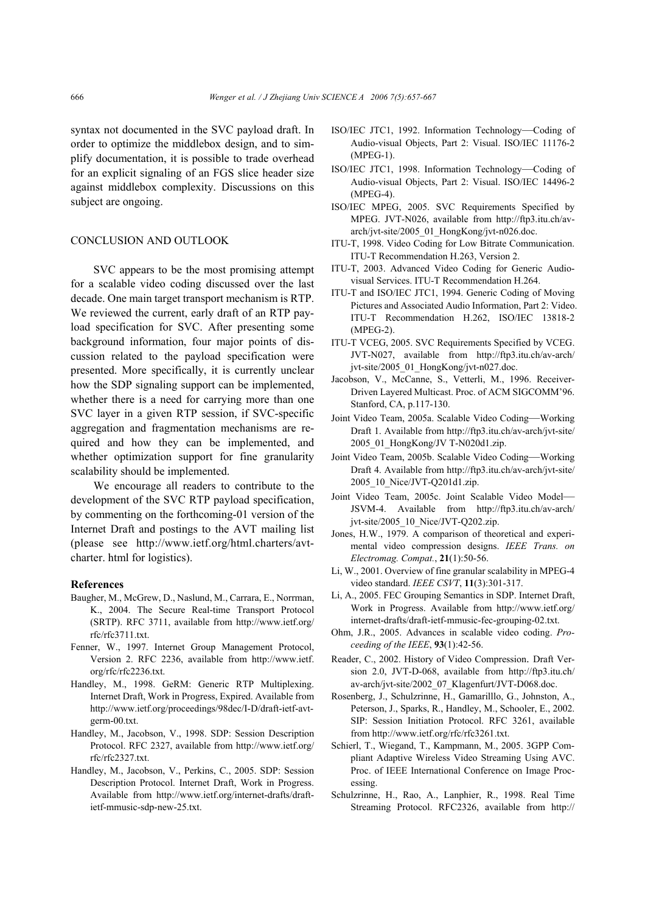syntax not documented in the SVC payload draft. In order to optimize the middlebox design, and to simplify documentation, it is possible to trade overhead for an explicit signaling of an FGS slice header size against middlebox complexity. Discussions on this subject are ongoing.

## CONCLUSION AND OUTLOOK

SVC appears to be the most promising attempt for a scalable video coding discussed over the last decade. One main target transport mechanism is RTP. We reviewed the current, early draft of an RTP payload specification for SVC. After presenting some background information, four major points of discussion related to the payload specification were presented. More specifically, it is currently unclear how the SDP signaling support can be implemented, whether there is a need for carrying more than one SVC layer in a given RTP session, if SVC-specific aggregation and fragmentation mechanisms are required and how they can be implemented, and whether optimization support for fine granularity scalability should be implemented.

We encourage all readers to contribute to the development of the SVC RTP payload specification, by commenting on the forthcoming-01 version of the Internet Draft and postings to the AVT mailing list (please see http://www.ietf.org/html.charters/avt-charter. html for logistics).

## References

Baugher, M., McGrew, D., Naslund, M., Carrara, E., Norrman, K., 2004. The Secure Real-time Transport Protocol (SRTP). RFC 3711, available from http://www.ietf.org/rfc/rfc3711.txt.

Fenner, W., 1997. Internet Group Management Protocol, Version 2. RFC 2236, available from http://www.ietf.org/rfc/rfc2236.txt.

Handley, M., 1998. GeRM: Generic RTP Multiplexing. Internet Draft, Work in Progress, Expired. Available from http://www.ietf.org/proceedings/98dec/I-D/draft-ietf-avt-germ-00.txt.

Handley, M., Jacobson, V., 1998. SDP: Session Description Protocol. RFC 2327, available from http://www.ietf.org/rfc/rfc2327.txt.

Handley, M., Jacobson, V., Perkins, C., 2005. SDP: Session Description Protocol. Internet Draft, Work in Progress. Available from http://www.ietf.org/internet-drafts/draft-ietf-mmusic-sdp-new-25.txt.

ISO/IEC JTC1, 1992. Information Technology—Coding of Audio-visual Objects, Part 2: Visual. ISO/IEC 11176-2 (MPEG-1).

ISO/IEC JTC1, 1998. Information Technology—Coding of Audio-visual Objects, Part 2: Visual. ISO/IEC 14496-2 (MPEG-4).

ISO/IEC MPEG, 2005. SVC Requirements Specified by MPEG. JVT-N026, available from http://ftp3.itu.ch/av-arch/jvt-site/2005_01_HongKong/jvt-n026.doc.

ITU-T, 1998. Video Coding for Low Bitrate Communication. ITU-T Recommendation H.263, Version 2.

ITU-T, 2003. Advanced Video Coding for Generic Audiovisual Services. ITU-T Recommendation H.264.

ITU-T and ISO/IEC JTC1, 1994. Generic Coding of Moving Pictures and Associated Audio Information, Part 2: Video. ITU-T Recommendation H.262, ISO/IEC 13818-2 (MPEG-2).

ITU-T VCEG, 2005. SVC Requirements Specified by VCEG. JVT-N027, available from http://ftp3.itu.ch/av-arch/jvt-site/2005_01_HongKong/jvt-n027.doc.

Jacobson, V., McCanne, S., Vetterli, M., 1996. Receiver-Driven Layered Multicast. Proc. of ACM SIGCOMM'96. Stanford, CA, p.117-130.

Joint Video Team, 2005a. Scalable Video Coding—Working Draft 1. Available from http://ftp3.itu.ch/av-arch/jvt-site/2005_01_HongKong/JV T-N020d1.zip.

Joint Video Team, 2005b. Scalable Video Coding—Working Draft 4. Available from http://ftp3.itu.ch/av-arch/jvt-site/2005_10_Nice/JVT-Q201d1.zip.

Joint Video Team, 2005c. Joint Scalable Video Model—JSVM-4. Available from http://ftp3.itu.ch/av-arch/jvt-site/2005_10_Nice/JVT-Q202.zip.

Jones, H.W., 1979. A comparison of theoretical and experimental video compression designs. *IEEE Trans. on Electromag. Compat.*, **21**(1):50-56.

Li, W., 2001. Overview of fine granular scalability in MPEG-4 video standard. *IEEE CSVT*, **11**(3):301-317.

Li, A., 2005. FEC Grouping Semantics in SDP. Internet Draft, Work in Progress. Available from http://www.ietf.org/internet-drafts/draft-ietf-mmusic-fec-grouping-02.txt.

Ohm, J.R., 2005. Advances in scalable video coding. *Proceeding of the IEEE*, **93**(1):42-56.

Reader, C., 2002. History of Video Compression. Draft Version 2.0, JVT-D-068, available from http://ftp3.itu.ch/av-arch/jvt-site/2002_07_Klagenfurt/JVT-D068.doc.

Rosenberg, J., Schulzrinne, H., Gamarilllo, G., Johnston, A., Peterson, J., Sparks, R., Handley, M., Schooler, E., 2002. SIP: Session Initiation Protocol. RFC 3261, available from http://www.ietf.org/rfc/rfc3261.txt.

Schierl, T., Wiegand, T., Kampmann, M., 2005. 3GPP Compliant Adaptive Wireless Video Streaming Using AVC. Proc. of IEEE International Conference on Image Processing.

Schulzrinne, H., Rao, A., Lanphier, R., 1998. Real Time Streaming Protocol. RFC2326, available from http://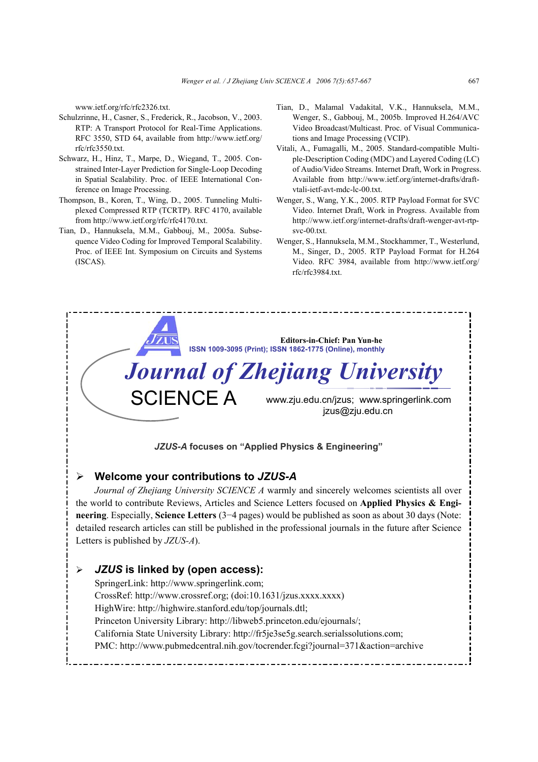www.ietf.org/rfc/rfc2326.txt.

Schulzrinne, H., Casner, S., Frederick, R., Jacobson, V., 2003. RTP: A Transport Protocol for Real-Time Applications. RFC 3550, STD 64, available from http://www.ietf.org/rfc/rfc3550.txt.

Schwarz, H., Hinz, T., Marpe, D., Wiegand, T., 2005. Constrained Inter-Layer Prediction for Single-Loop Decoding in Spatial Scalability. Proc. of IEEE International Conference on Image Processing.

Thompson, B., Koren, T., Wing, D., 2005. Tunneling Multiplexed Compressed RTP (TCRTP). RFC 4170, available from http://www.ietf.org/rfc/rfc4170.txt.

Tian, D., Hannuksela, M.M., Gabbouj, M., 2005a. Subsequence Video Coding for Improved Temporal Scalability. Proc. of IEEE Int. Symposium on Circuits and Systems (ISCAS).

Tian, D., Malamal Vadakital, V.K., Hannuksela, M.M., Wenger, S., Gabbouj, M., 2005b. Improved H.264/AVC Video Broadcast/Multicast. Proc. of Visual Communications and Image Processing (VCIP).

Vitali, A., Fumagalli, M., 2005. Standard-compatible Multiple-Description Coding (MDC) and Layered Coding (LC) of Audio/Video Streams. Internet Draft, Work in Progress. Available from http://www.ietf.org/internet-drafts/draft-vtali-ietf-avt-mdc-lc-00.txt.

Wenger, S., Wang, Y.K., 2005. RTP Payload Format for SVC Video. Internet Draft, Work in Progress. Available from http://www.ietf.org/internet-drafts/draft-wenger-avt-rtp-svc-00.txt.

Wenger, S., Hannuksela, M.M., Stockhammer, T., Westerlund, M., Singer, D., 2005. RTP Payload Format for H.264 Video. RFC 3984, available from http://www.ietf.org/rfc/rfc3984.txt.

---

**Editors-in-Chief: Pan Yun-he**

ISSN 1009-3095 (Print); ISSN 1862-1775 (Online), monthly

# *Journal of Zhejiang University* SCIENCE A

www.zju.edu.cn/jzus; www.springerlink.com
jzus@zju.edu.cn

***JZUS-A*** **focuses on "Applied Physics & Engineering"**

## ➢ Welcome your contributions to *JZUS-A*

*Journal of Zhejiang University SCIENCE A* warmly and sincerely welcomes scientists all over the world to contribute Reviews, Articles and Science Letters focused on **Applied Physics & Engineering**. Especially, **Science Letters** (3−4 pages) would be published as soon as about 30 days (Note: detailed research articles can still be published in the professional journals in the future after Science Letters is published by *JZUS-A*).

## ➢ *JZUS* is linked by (open access):

SpringerLink: http://www.springerlink.com;
CrossRef: http://www.crossref.org; (doi:10.1631/jzus.xxxx.xxxx)
HighWire: http://highwire.stanford.edu/top/journals.dtl;
Princeton University Library: http://libweb5.princeton.edu/ejournals/;
California State University Library: http://fr5je3se5g.search.serialssolutions.com;
PMC: http://www.pubmedcentral.nih.gov/tocrender.fcgi?journal=371&action=archive